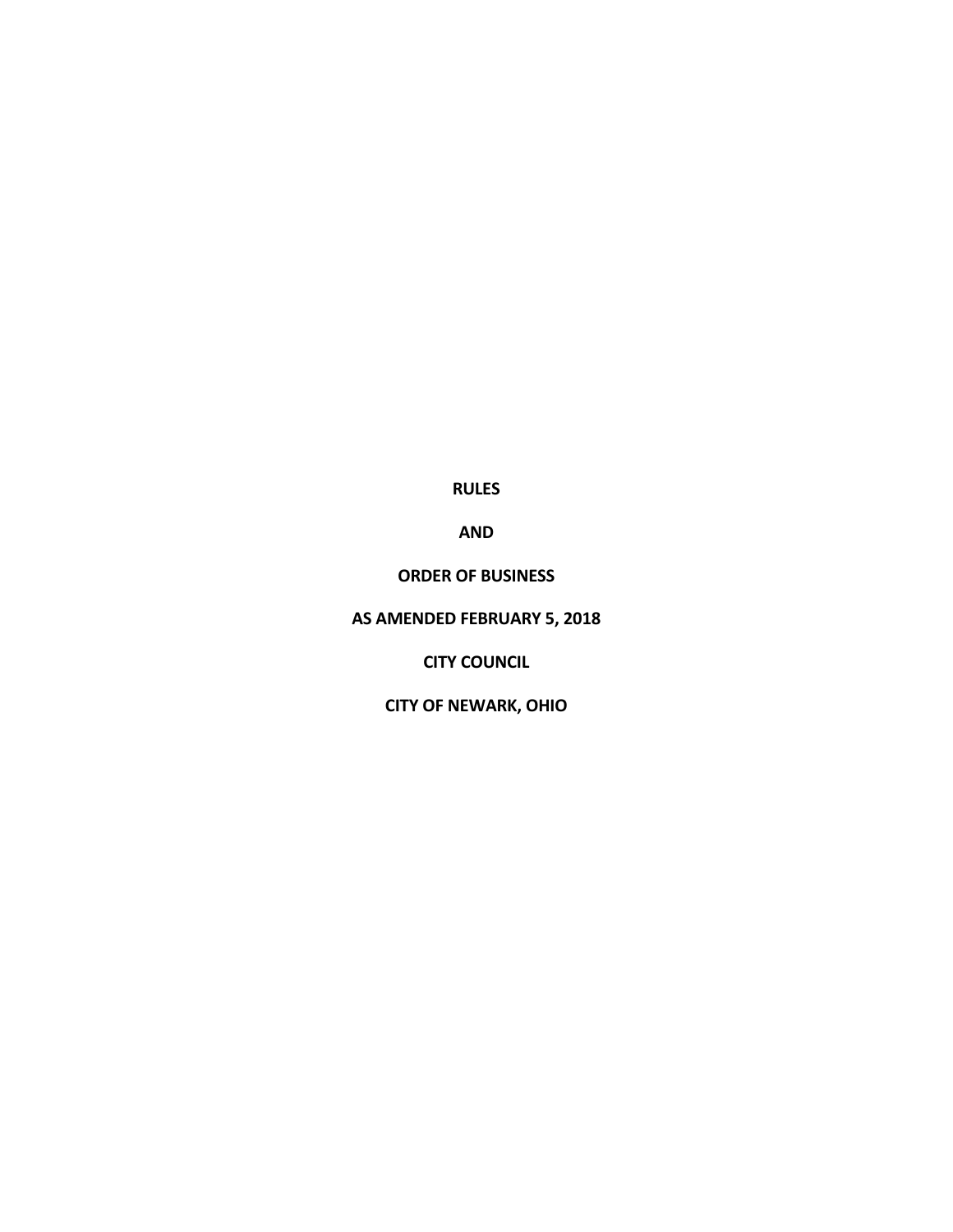**RULES**

**AND**

**ORDER OF BUSINESS**

**AS AMENDED FEBRUARY 5, 2018**

**CITY COUNCIL**

**CITY OF NEWARK, OHIO**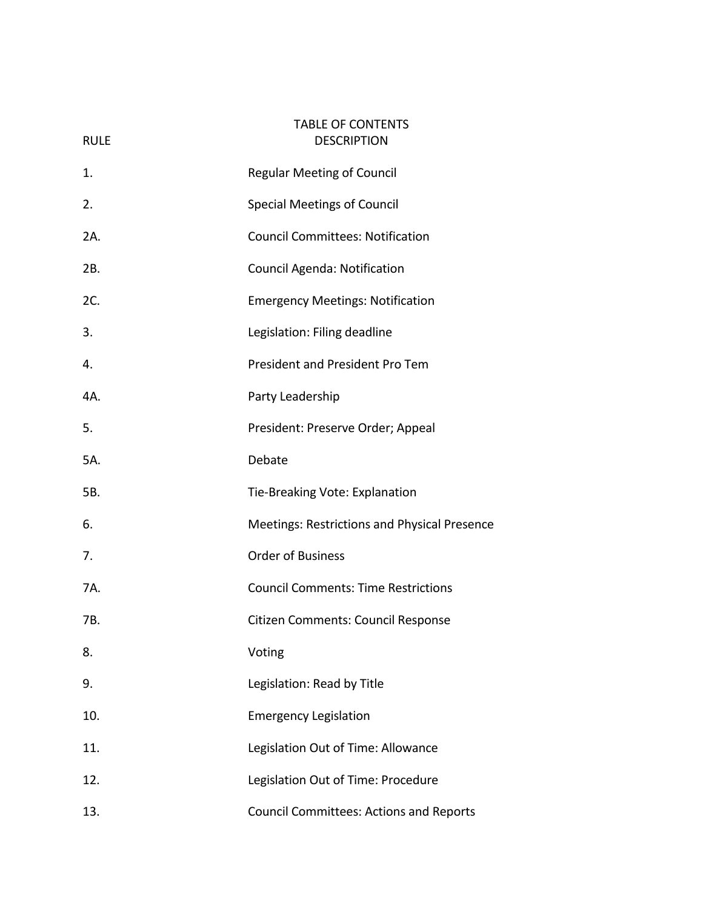# TABLE OF CONTENTS

| RULE | DESCRIPTION |
|---|---|
| 1. | Regular Meeting of Council |
| 2. | Special Meetings of Council |
| 2A. | Council Committees: Notification |
| 2B. | Council Agenda: Notification |
| 2C. | Emergency Meetings: Notification |
| 3. | Legislation: Filing deadline |
| 4. | President and President Pro Tem |
| 4A. | Party Leadership |
| 5. | President: Preserve Order; Appeal |
| 5A. | Debate |
| 5B. | Tie-Breaking Vote: Explanation |
| 6. | Meetings: Restrictions and Physical Presence |
| 7. | Order of Business |
| 7A. | Council Comments: Time Restrictions |
| 7B. | Citizen Comments: Council Response |
| 8. | Voting |
| 9. | Legislation: Read by Title |
| 10. | Emergency Legislation |
| 11. | Legislation Out of Time: Allowance |
| 12. | Legislation Out of Time: Procedure |
| 13. | Council Committees: Actions and Reports |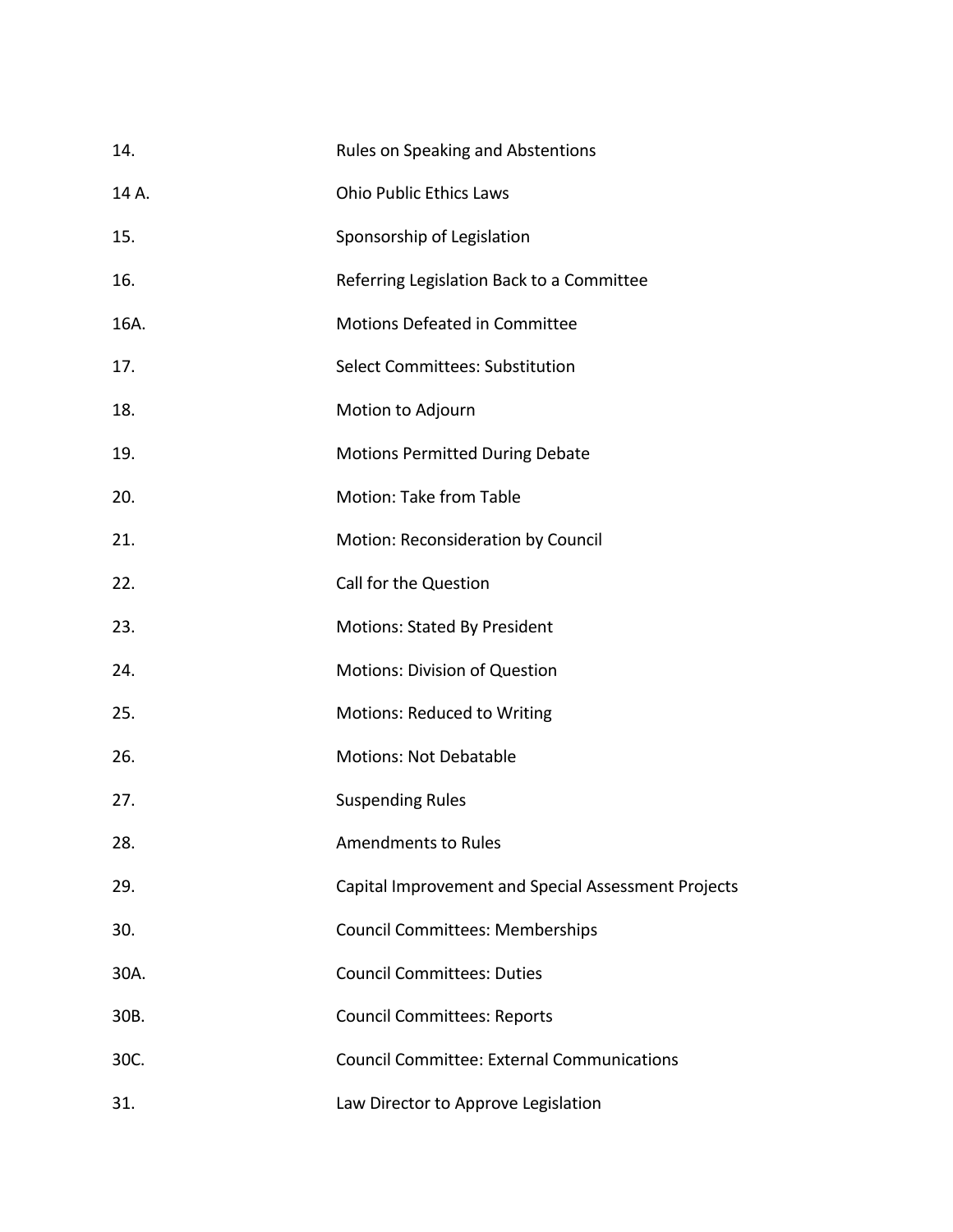| | |
|---|---|
| 14. | Rules on Speaking and Abstentions |
| 14 A. | Ohio Public Ethics Laws |
| 15. | Sponsorship of Legislation |
| 16. | Referring Legislation Back to a Committee |
| 16A. | Motions Defeated in Committee |
| 17. | Select Committees: Substitution |
| 18. | Motion to Adjourn |
| 19. | Motions Permitted During Debate |
| 20. | Motion: Take from Table |
| 21. | Motion: Reconsideration by Council |
| 22. | Call for the Question |
| 23. | Motions: Stated By President |
| 24. | Motions: Division of Question |
| 25. | Motions: Reduced to Writing |
| 26. | Motions: Not Debatable |
| 27. | Suspending Rules |
| 28. | Amendments to Rules |
| 29. | Capital Improvement and Special Assessment Projects |
| 30. | Council Committees: Memberships |
| 30A. | Council Committees: Duties |
| 30B. | Council Committees: Reports |
| 30C. | Council Committee: External Communications |
| 31. | Law Director to Approve Legislation |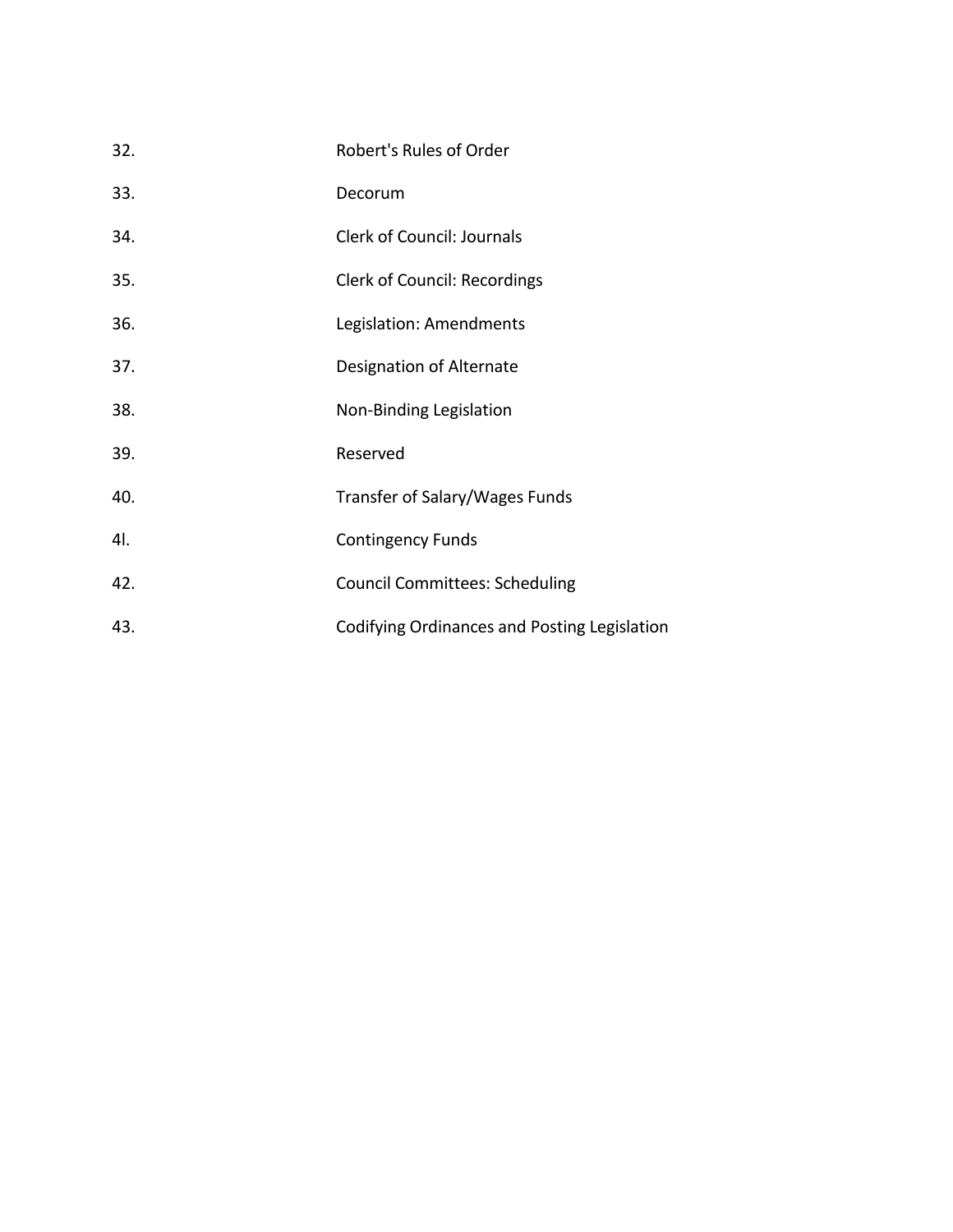| | |
|---|---|
| 32. | Robert's Rules of Order |
| 33. | Decorum |
| 34. | Clerk of Council: Journals |
| 35. | Clerk of Council: Recordings |
| 36. | Legislation: Amendments |
| 37. | Designation of Alternate |
| 38. | Non-Binding Legislation |
| 39. | Reserved |
| 40. | Transfer of Salary/Wages Funds |
| 4l. | Contingency Funds |
| 42. | Council Committees: Scheduling |
| 43. | Codifying Ordinances and Posting Legislation |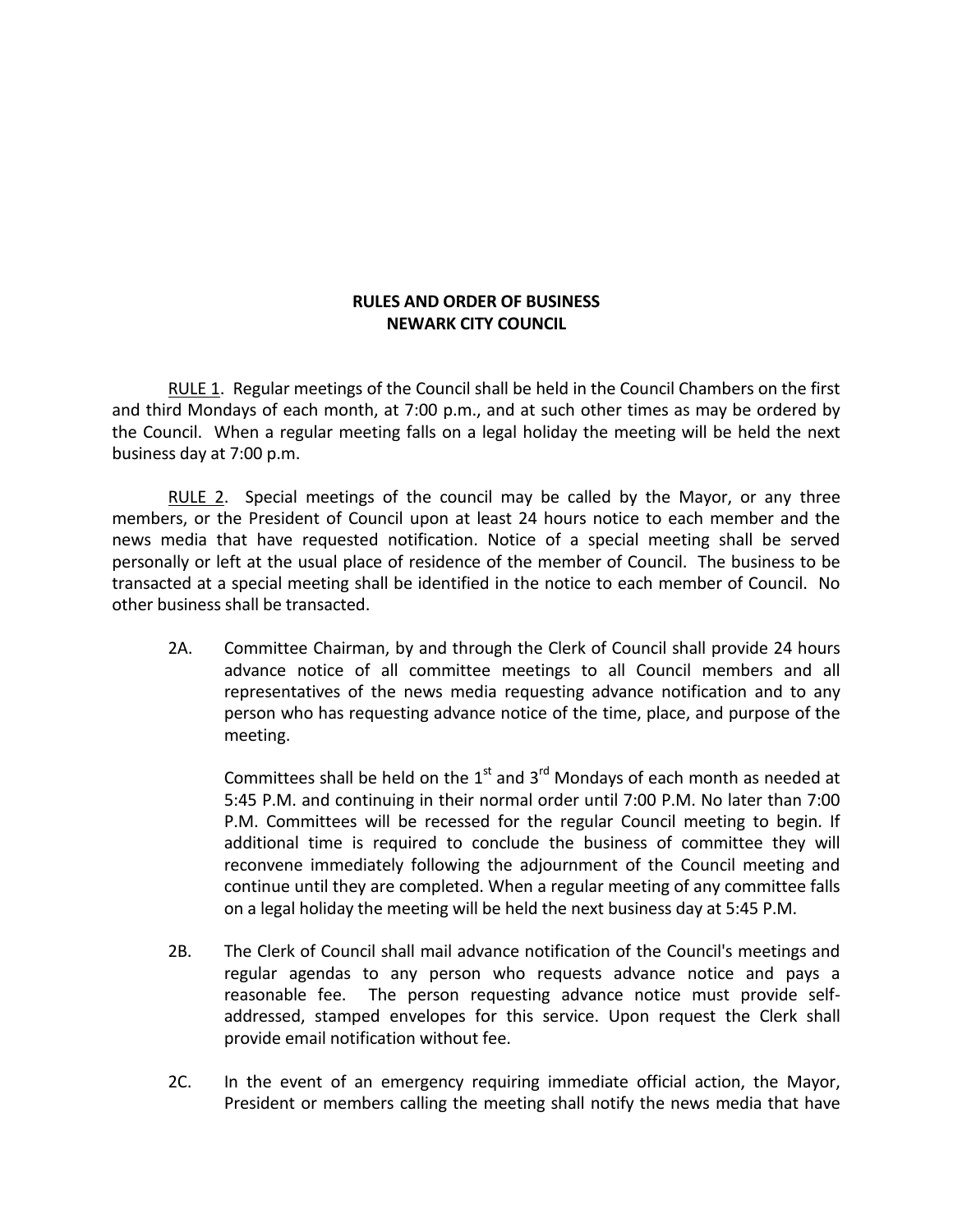**RULES AND ORDER OF BUSINESS**
**NEWARK CITY COUNCIL**

RULE 1. Regular meetings of the Council shall be held in the Council Chambers on the first and third Mondays of each month, at 7:00 p.m., and at such other times as may be ordered by the Council. When a regular meeting falls on a legal holiday the meeting will be held the next business day at 7:00 p.m.

RULE 2. Special meetings of the council may be called by the Mayor, or any three members, or the President of Council upon at least 24 hours notice to each member and the news media that have requested notification. Notice of a special meeting shall be served personally or left at the usual place of residence of the member of Council. The business to be transacted at a special meeting shall be identified in the notice to each member of Council. No other business shall be transacted.

2A. Committee Chairman, by and through the Clerk of Council shall provide 24 hours advance notice of all committee meetings to all Council members and all representatives of the news media requesting advance notification and to any person who has requesting advance notice of the time, place, and purpose of the meeting.

Committees shall be held on the 1st and 3rd Mondays of each month as needed at 5:45 P.M. and continuing in their normal order until 7:00 P.M. No later than 7:00 P.M. Committees will be recessed for the regular Council meeting to begin. If additional time is required to conclude the business of committee they will reconvene immediately following the adjournment of the Council meeting and continue until they are completed. When a regular meeting of any committee falls on a legal holiday the meeting will be held the next business day at 5:45 P.M.

2B. The Clerk of Council shall mail advance notification of the Council's meetings and regular agendas to any person who requests advance notice and pays a reasonable fee. The person requesting advance notice must provide self-addressed, stamped envelopes for this service. Upon request the Clerk shall provide email notification without fee.

2C. In the event of an emergency requiring immediate official action, the Mayor, President or members calling the meeting shall notify the news media that have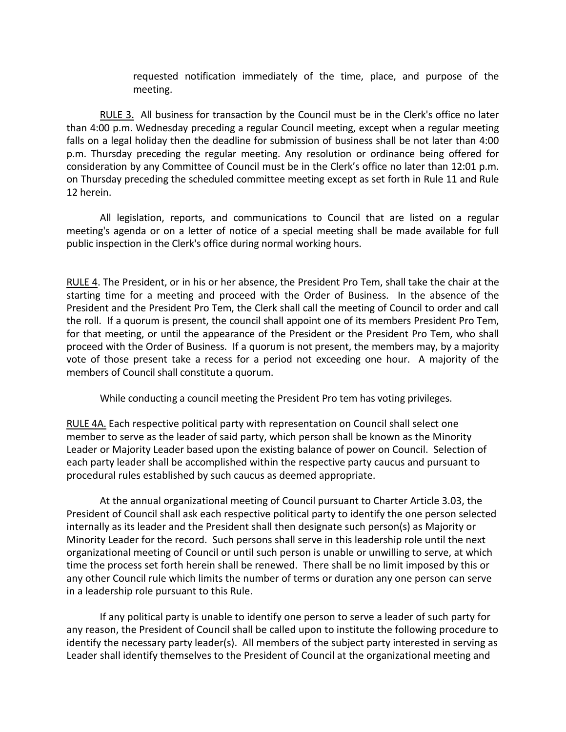requested notification immediately of the time, place, and purpose of the meeting.

RULE 3. All business for transaction by the Council must be in the Clerk's office no later than 4:00 p.m. Wednesday preceding a regular Council meeting, except when a regular meeting falls on a legal holiday then the deadline for submission of business shall be not later than 4:00 p.m. Thursday preceding the regular meeting. Any resolution or ordinance being offered for consideration by any Committee of Council must be in the Clerk's office no later than 12:01 p.m. on Thursday preceding the scheduled committee meeting except as set forth in Rule 11 and Rule 12 herein.

All legislation, reports, and communications to Council that are listed on a regular meeting's agenda or on a letter of notice of a special meeting shall be made available for full public inspection in the Clerk's office during normal working hours.

RULE 4. The President, or in his or her absence, the President Pro Tem, shall take the chair at the starting time for a meeting and proceed with the Order of Business. In the absence of the President and the President Pro Tem, the Clerk shall call the meeting of Council to order and call the roll. If a quorum is present, the council shall appoint one of its members President Pro Tem, for that meeting, or until the appearance of the President or the President Pro Tem, who shall proceed with the Order of Business. If a quorum is not present, the members may, by a majority vote of those present take a recess for a period not exceeding one hour. A majority of the members of Council shall constitute a quorum.

While conducting a council meeting the President Pro tem has voting privileges.

RULE 4A. Each respective political party with representation on Council shall select one member to serve as the leader of said party, which person shall be known as the Minority Leader or Majority Leader based upon the existing balance of power on Council. Selection of each party leader shall be accomplished within the respective party caucus and pursuant to procedural rules established by such caucus as deemed appropriate.

At the annual organizational meeting of Council pursuant to Charter Article 3.03, the President of Council shall ask each respective political party to identify the one person selected internally as its leader and the President shall then designate such person(s) as Majority or Minority Leader for the record. Such persons shall serve in this leadership role until the next organizational meeting of Council or until such person is unable or unwilling to serve, at which time the process set forth herein shall be renewed. There shall be no limit imposed by this or any other Council rule which limits the number of terms or duration any one person can serve in a leadership role pursuant to this Rule.

If any political party is unable to identify one person to serve a leader of such party for any reason, the President of Council shall be called upon to institute the following procedure to identify the necessary party leader(s). All members of the subject party interested in serving as Leader shall identify themselves to the President of Council at the organizational meeting and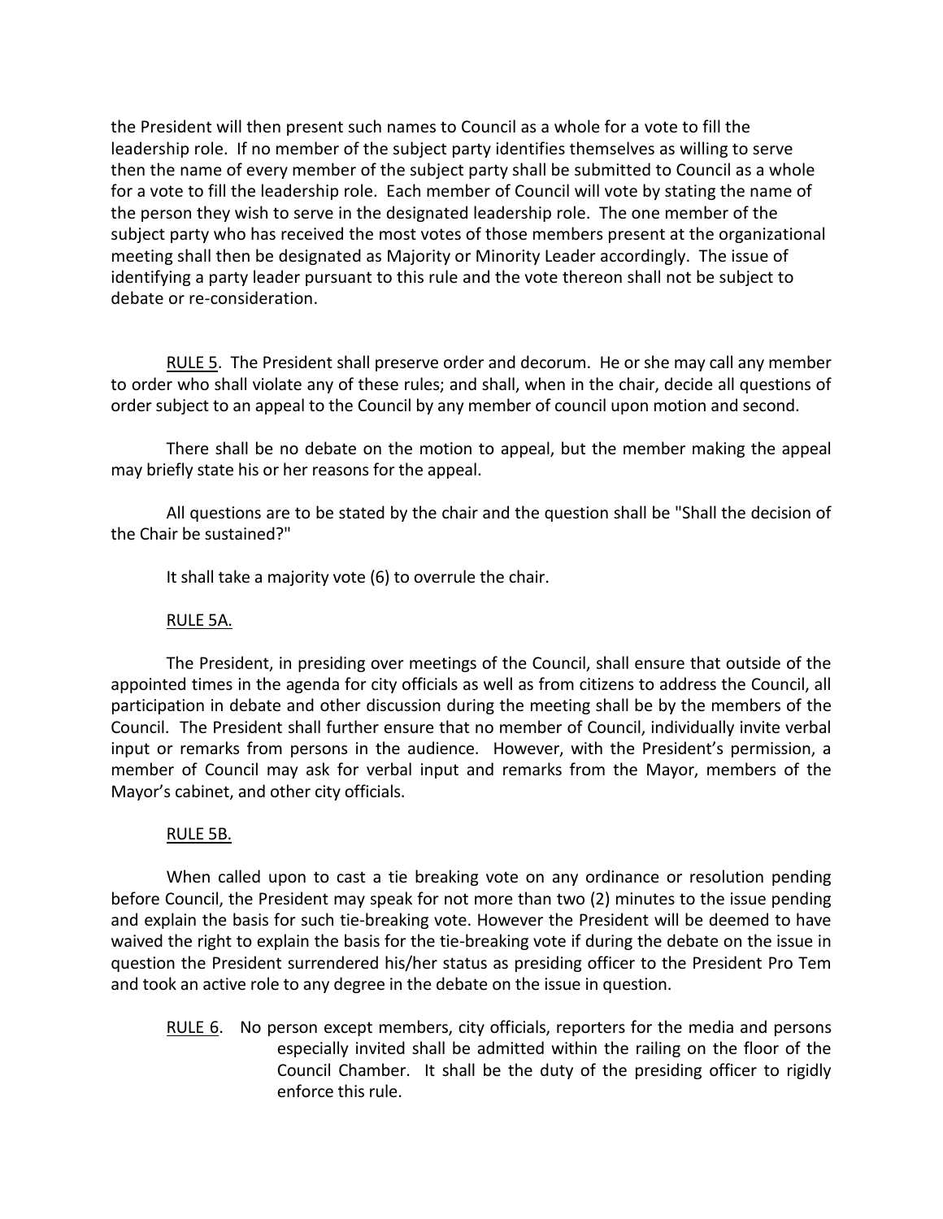the President will then present such names to Council as a whole for a vote to fill the leadership role. If no member of the subject party identifies themselves as willing to serve then the name of every member of the subject party shall be submitted to Council as a whole for a vote to fill the leadership role. Each member of Council will vote by stating the name of the person they wish to serve in the designated leadership role. The one member of the subject party who has received the most votes of those members present at the organizational meeting shall then be designated as Majority or Minority Leader accordingly. The issue of identifying a party leader pursuant to this rule and the vote thereon shall not be subject to debate or re-consideration.

RULE 5. The President shall preserve order and decorum. He or she may call any member to order who shall violate any of these rules; and shall, when in the chair, decide all questions of order subject to an appeal to the Council by any member of council upon motion and second.

There shall be no debate on the motion to appeal, but the member making the appeal may briefly state his or her reasons for the appeal.

All questions are to be stated by the chair and the question shall be "Shall the decision of the Chair be sustained?"

It shall take a majority vote (6) to overrule the chair.

RULE 5A.

The President, in presiding over meetings of the Council, shall ensure that outside of the appointed times in the agenda for city officials as well as from citizens to address the Council, all participation in debate and other discussion during the meeting shall be by the members of the Council. The President shall further ensure that no member of Council, individually invite verbal input or remarks from persons in the audience. However, with the President's permission, a member of Council may ask for verbal input and remarks from the Mayor, members of the Mayor's cabinet, and other city officials.

RULE 5B.

When called upon to cast a tie breaking vote on any ordinance or resolution pending before Council, the President may speak for not more than two (2) minutes to the issue pending and explain the basis for such tie-breaking vote. However the President will be deemed to have waived the right to explain the basis for the tie-breaking vote if during the debate on the issue in question the President surrendered his/her status as presiding officer to the President Pro Tem and took an active role to any degree in the debate on the issue in question.

RULE 6. No person except members, city officials, reporters for the media and persons especially invited shall be admitted within the railing on the floor of the Council Chamber. It shall be the duty of the presiding officer to rigidly enforce this rule.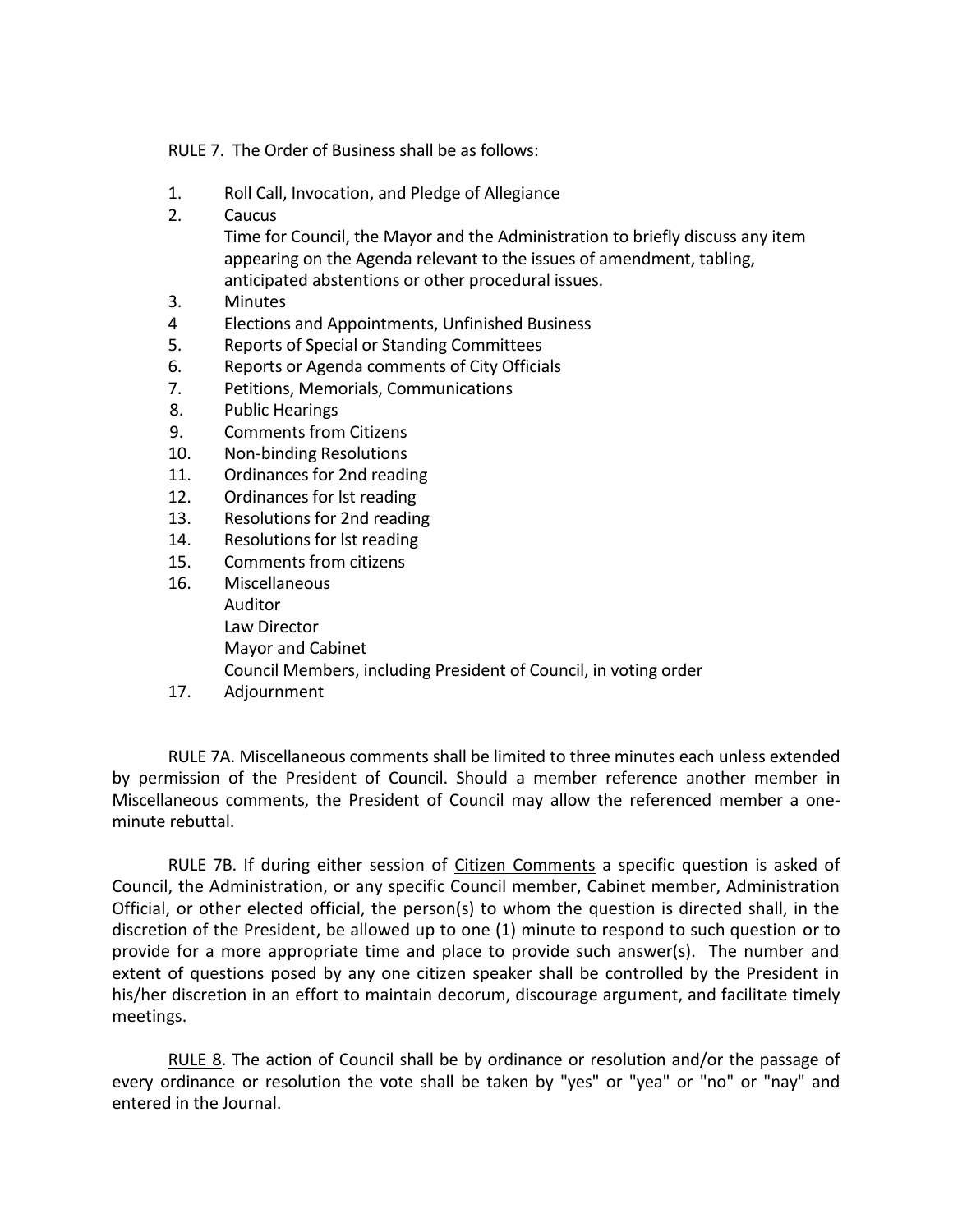RULE 7. The Order of Business shall be as follows:

1. Roll Call, Invocation, and Pledge of Allegiance
2. Caucus
   Time for Council, the Mayor and the Administration to briefly discuss any item appearing on the Agenda relevant to the issues of amendment, tabling, anticipated abstentions or other procedural issues.
3. Minutes
4. Elections and Appointments, Unfinished Business
5. Reports of Special or Standing Committees
6. Reports or Agenda comments of City Officials
7. Petitions, Memorials, Communications
8. Public Hearings
9. Comments from Citizens
10. Non-binding Resolutions
11. Ordinances for 2nd reading
12. Ordinances for lst reading
13. Resolutions for 2nd reading
14. Resolutions for lst reading
15. Comments from citizens
16. Miscellaneous
    Auditor
    Law Director
    Mayor and Cabinet
    Council Members, including President of Council, in voting order
17. Adjournment

RULE 7A. Miscellaneous comments shall be limited to three minutes each unless extended by permission of the President of Council. Should a member reference another member in Miscellaneous comments, the President of Council may allow the referenced member a one-minute rebuttal.

RULE 7B. If during either session of Citizen Comments a specific question is asked of Council, the Administration, or any specific Council member, Cabinet member, Administration Official, or other elected official, the person(s) to whom the question is directed shall, in the discretion of the President, be allowed up to one (1) minute to respond to such question or to provide for a more appropriate time and place to provide such answer(s). The number and extent of questions posed by any one citizen speaker shall be controlled by the President in his/her discretion in an effort to maintain decorum, discourage argument, and facilitate timely meetings.

RULE 8. The action of Council shall be by ordinance or resolution and/or the passage of every ordinance or resolution the vote shall be taken by "yes" or "yea" or "no" or "nay" and entered in the Journal.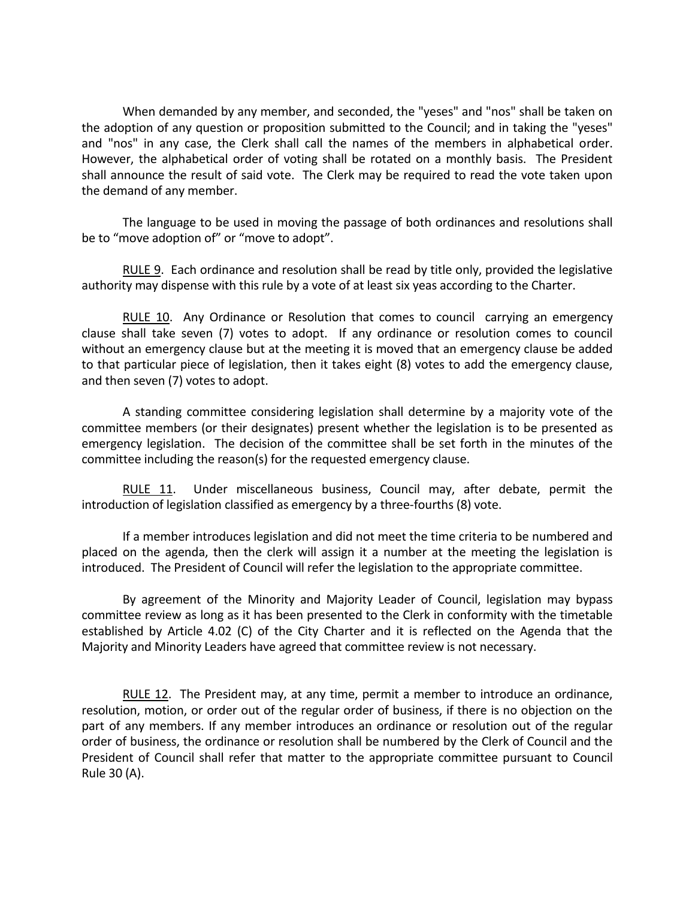When demanded by any member, and seconded, the "yeses" and "nos" shall be taken on the adoption of any question or proposition submitted to the Council; and in taking the "yeses" and "nos" in any case, the Clerk shall call the names of the members in alphabetical order. However, the alphabetical order of voting shall be rotated on a monthly basis. The President shall announce the result of said vote. The Clerk may be required to read the vote taken upon the demand of any member.

The language to be used in moving the passage of both ordinances and resolutions shall be to "move adoption of" or "move to adopt".

<u>RULE 9</u>. Each ordinance and resolution shall be read by title only, provided the legislative authority may dispense with this rule by a vote of at least six yeas according to the Charter.

<u>RULE 10</u>. Any Ordinance or Resolution that comes to council carrying an emergency clause shall take seven (7) votes to adopt. If any ordinance or resolution comes to council without an emergency clause but at the meeting it is moved that an emergency clause be added to that particular piece of legislation, then it takes eight (8) votes to add the emergency clause, and then seven (7) votes to adopt.

A standing committee considering legislation shall determine by a majority vote of the committee members (or their designates) present whether the legislation is to be presented as emergency legislation. The decision of the committee shall be set forth in the minutes of the committee including the reason(s) for the requested emergency clause.

<u>RULE 11</u>. Under miscellaneous business, Council may, after debate, permit the introduction of legislation classified as emergency by a three-fourths (8) vote.

If a member introduces legislation and did not meet the time criteria to be numbered and placed on the agenda, then the clerk will assign it a number at the meeting the legislation is introduced. The President of Council will refer the legislation to the appropriate committee.

By agreement of the Minority and Majority Leader of Council, legislation may bypass committee review as long as it has been presented to the Clerk in conformity with the timetable established by Article 4.02 (C) of the City Charter and it is reflected on the Agenda that the Majority and Minority Leaders have agreed that committee review is not necessary.

<u>RULE 12</u>. The President may, at any time, permit a member to introduce an ordinance, resolution, motion, or order out of the regular order of business, if there is no objection on the part of any members. If any member introduces an ordinance or resolution out of the regular order of business, the ordinance or resolution shall be numbered by the Clerk of Council and the President of Council shall refer that matter to the appropriate committee pursuant to Council Rule 30 (A).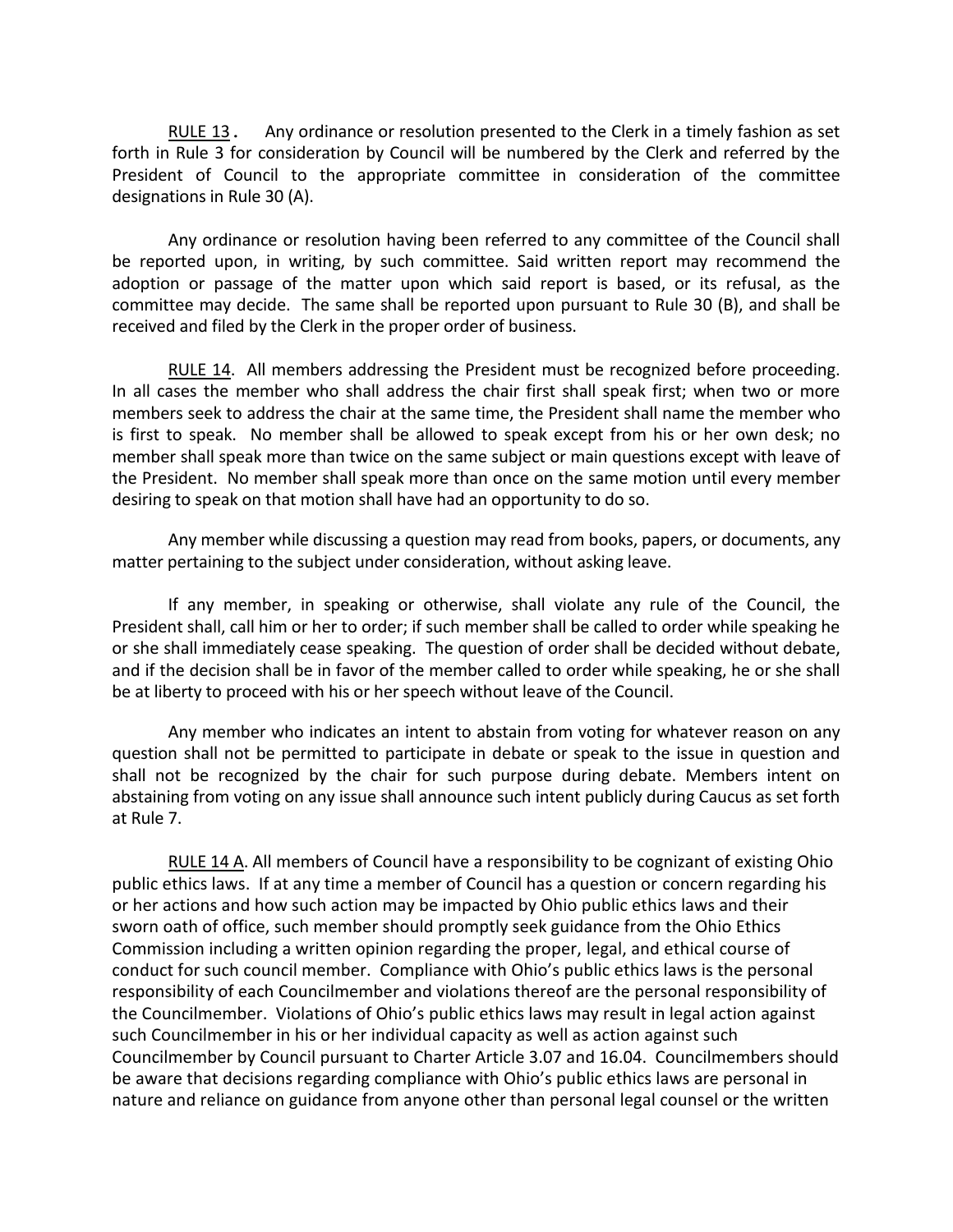RULE 13. Any ordinance or resolution presented to the Clerk in a timely fashion as set forth in Rule 3 for consideration by Council will be numbered by the Clerk and referred by the President of Council to the appropriate committee in consideration of the committee designations in Rule 30 (A).

Any ordinance or resolution having been referred to any committee of the Council shall be reported upon, in writing, by such committee. Said written report may recommend the adoption or passage of the matter upon which said report is based, or its refusal, as the committee may decide. The same shall be reported upon pursuant to Rule 30 (B), and shall be received and filed by the Clerk in the proper order of business.

RULE 14. All members addressing the President must be recognized before proceeding. In all cases the member who shall address the chair first shall speak first; when two or more members seek to address the chair at the same time, the President shall name the member who is first to speak. No member shall be allowed to speak except from his or her own desk; no member shall speak more than twice on the same subject or main questions except with leave of the President. No member shall speak more than once on the same motion until every member desiring to speak on that motion shall have had an opportunity to do so.

Any member while discussing a question may read from books, papers, or documents, any matter pertaining to the subject under consideration, without asking leave.

If any member, in speaking or otherwise, shall violate any rule of the Council, the President shall, call him or her to order; if such member shall be called to order while speaking he or she shall immediately cease speaking. The question of order shall be decided without debate, and if the decision shall be in favor of the member called to order while speaking, he or she shall be at liberty to proceed with his or her speech without leave of the Council.

Any member who indicates an intent to abstain from voting for whatever reason on any question shall not be permitted to participate in debate or speak to the issue in question and shall not be recognized by the chair for such purpose during debate. Members intent on abstaining from voting on any issue shall announce such intent publicly during Caucus as set forth at Rule 7.

RULE 14 A. All members of Council have a responsibility to be cognizant of existing Ohio public ethics laws. If at any time a member of Council has a question or concern regarding his or her actions and how such action may be impacted by Ohio public ethics laws and their sworn oath of office, such member should promptly seek guidance from the Ohio Ethics Commission including a written opinion regarding the proper, legal, and ethical course of conduct for such council member. Compliance with Ohio's public ethics laws is the personal responsibility of each Councilmember and violations thereof are the personal responsibility of the Councilmember. Violations of Ohio's public ethics laws may result in legal action against such Councilmember in his or her individual capacity as well as action against such Councilmember by Council pursuant to Charter Article 3.07 and 16.04. Councilmembers should be aware that decisions regarding compliance with Ohio's public ethics laws are personal in nature and reliance on guidance from anyone other than personal legal counsel or the written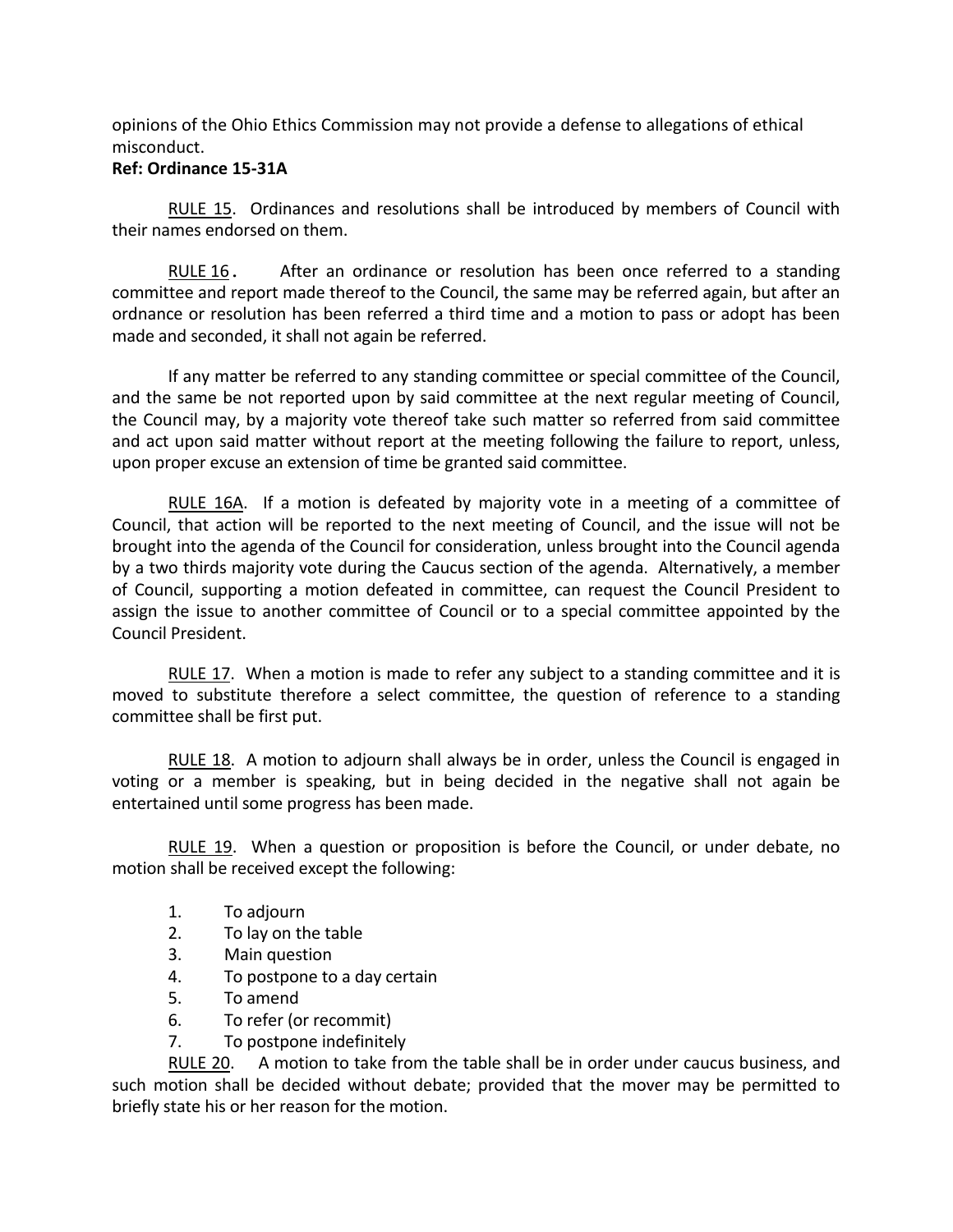opinions of the Ohio Ethics Commission may not provide a defense to allegations of ethical misconduct.

**Ref: Ordinance 15-31A**

RULE 15. Ordinances and resolutions shall be introduced by members of Council with their names endorsed on them.

RULE 16. After an ordinance or resolution has been once referred to a standing committee and report made thereof to the Council, the same may be referred again, but after an ordnance or resolution has been referred a third time and a motion to pass or adopt has been made and seconded, it shall not again be referred.

If any matter be referred to any standing committee or special committee of the Council, and the same be not reported upon by said committee at the next regular meeting of Council, the Council may, by a majority vote thereof take such matter so referred from said committee and act upon said matter without report at the meeting following the failure to report, unless, upon proper excuse an extension of time be granted said committee.

RULE 16A. If a motion is defeated by majority vote in a meeting of a committee of Council, that action will be reported to the next meeting of Council, and the issue will not be brought into the agenda of the Council for consideration, unless brought into the Council agenda by a two thirds majority vote during the Caucus section of the agenda. Alternatively, a member of Council, supporting a motion defeated in committee, can request the Council President to assign the issue to another committee of Council or to a special committee appointed by the Council President.

RULE 17. When a motion is made to refer any subject to a standing committee and it is moved to substitute therefore a select committee, the question of reference to a standing committee shall be first put.

RULE 18. A motion to adjourn shall always be in order, unless the Council is engaged in voting or a member is speaking, but in being decided in the negative shall not again be entertained until some progress has been made.

RULE 19. When a question or proposition is before the Council, or under debate, no motion shall be received except the following:

1. To adjourn
2. To lay on the table
3. Main question
4. To postpone to a day certain
5. To amend
6. To refer (or recommit)
7. To postpone indefinitely

RULE 20. A motion to take from the table shall be in order under caucus business, and such motion shall be decided without debate; provided that the mover may be permitted to briefly state his or her reason for the motion.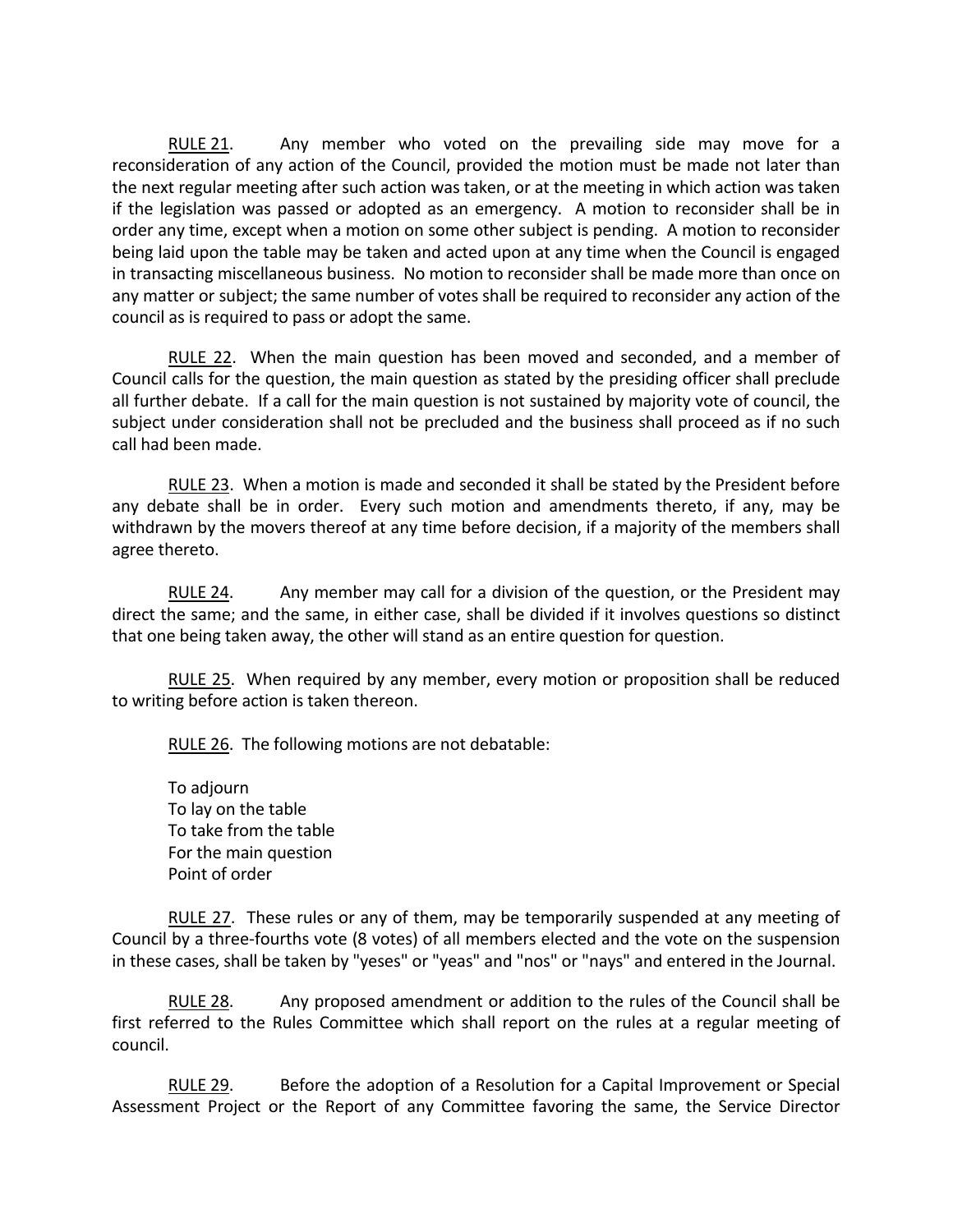RULE 21. Any member who voted on the prevailing side may move for a reconsideration of any action of the Council, provided the motion must be made not later than the next regular meeting after such action was taken, or at the meeting in which action was taken if the legislation was passed or adopted as an emergency. A motion to reconsider shall be in order any time, except when a motion on some other subject is pending. A motion to reconsider being laid upon the table may be taken and acted upon at any time when the Council is engaged in transacting miscellaneous business. No motion to reconsider shall be made more than once on any matter or subject; the same number of votes shall be required to reconsider any action of the council as is required to pass or adopt the same.

RULE 22. When the main question has been moved and seconded, and a member of Council calls for the question, the main question as stated by the presiding officer shall preclude all further debate. If a call for the main question is not sustained by majority vote of council, the subject under consideration shall not be precluded and the business shall proceed as if no such call had been made.

RULE 23. When a motion is made and seconded it shall be stated by the President before any debate shall be in order. Every such motion and amendments thereto, if any, may be withdrawn by the movers thereof at any time before decision, if a majority of the members shall agree thereto.

RULE 24. Any member may call for a division of the question, or the President may direct the same; and the same, in either case, shall be divided if it involves questions so distinct that one being taken away, the other will stand as an entire question for question.

RULE 25. When required by any member, every motion or proposition shall be reduced to writing before action is taken thereon.

RULE 26. The following motions are not debatable:

To adjourn
To lay on the table
To take from the table
For the main question
Point of order

RULE 27. These rules or any of them, may be temporarily suspended at any meeting of Council by a three-fourths vote (8 votes) of all members elected and the vote on the suspension in these cases, shall be taken by "yeses" or "yeas" and "nos" or "nays" and entered in the Journal.

RULE 28. Any proposed amendment or addition to the rules of the Council shall be first referred to the Rules Committee which shall report on the rules at a regular meeting of council.

RULE 29. Before the adoption of a Resolution for a Capital Improvement or Special Assessment Project or the Report of any Committee favoring the same, the Service Director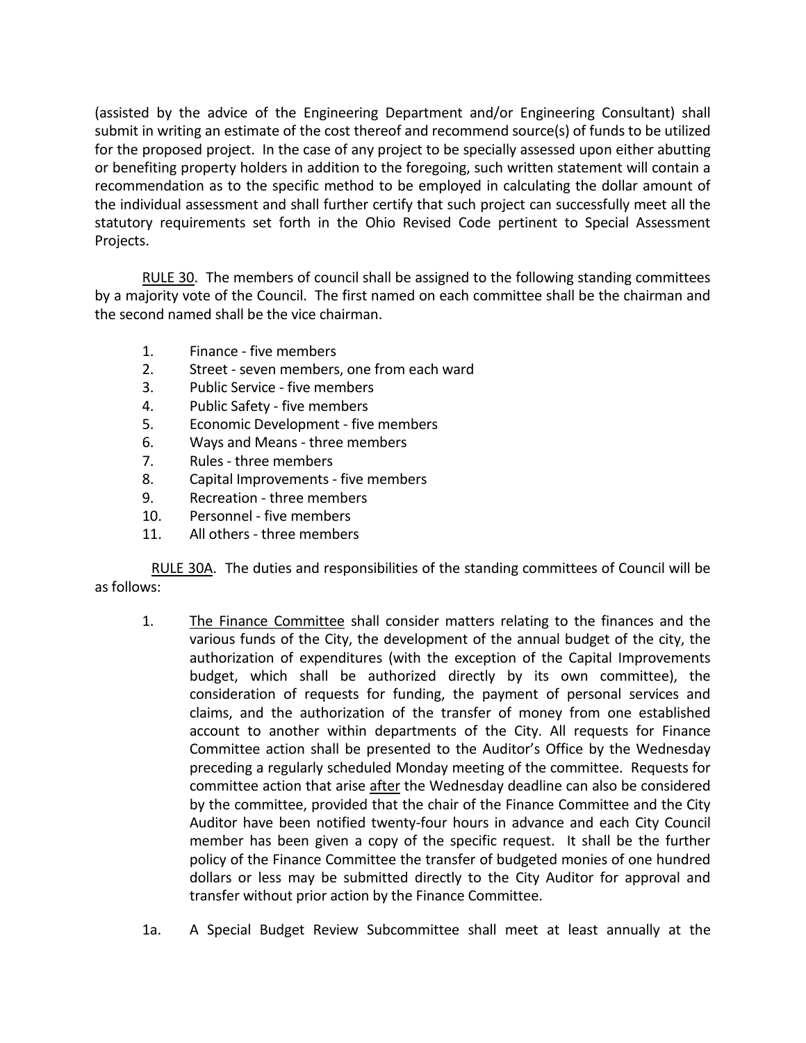(assisted by the advice of the Engineering Department and/or Engineering Consultant) shall submit in writing an estimate of the cost thereof and recommend source(s) of funds to be utilized for the proposed project. In the case of any project to be specially assessed upon either abutting or benefiting property holders in addition to the foregoing, such written statement will contain a recommendation as to the specific method to be employed in calculating the dollar amount of the individual assessment and shall further certify that such project can successfully meet all the statutory requirements set forth in the Ohio Revised Code pertinent to Special Assessment Projects.

RULE 30. The members of council shall be assigned to the following standing committees by a majority vote of the Council. The first named on each committee shall be the chairman and the second named shall be the vice chairman.

1. Finance - five members
2. Street - seven members, one from each ward
3. Public Service - five members
4. Public Safety - five members
5. Economic Development - five members
6. Ways and Means - three members
7. Rules - three members
8. Capital Improvements - five members
9. Recreation - three members
10. Personnel - five members
11. All others - three members

RULE 30A. The duties and responsibilities of the standing committees of Council will be as follows:

1. The Finance Committee shall consider matters relating to the finances and the various funds of the City, the development of the annual budget of the city, the authorization of expenditures (with the exception of the Capital Improvements budget, which shall be authorized directly by its own committee), the consideration of requests for funding, the payment of personal services and claims, and the authorization of the transfer of money from one established account to another within departments of the City. All requests for Finance Committee action shall be presented to the Auditor's Office by the Wednesday preceding a regularly scheduled Monday meeting of the committee. Requests for committee action that arise after the Wednesday deadline can also be considered by the committee, provided that the chair of the Finance Committee and the City Auditor have been notified twenty-four hours in advance and each City Council member has been given a copy of the specific request. It shall be the further policy of the Finance Committee the transfer of budgeted monies of one hundred dollars or less may be submitted directly to the City Auditor for approval and transfer without prior action by the Finance Committee.

1a. A Special Budget Review Subcommittee shall meet at least annually at the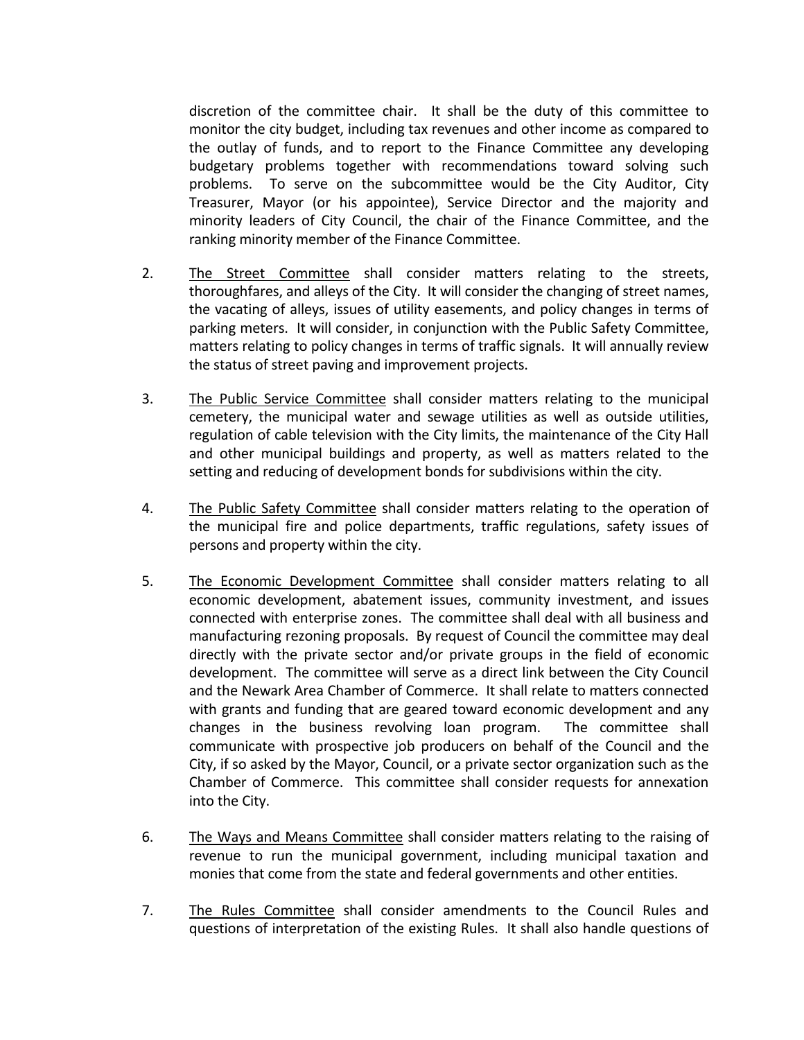discretion of the committee chair. It shall be the duty of this committee to monitor the city budget, including tax revenues and other income as compared to the outlay of funds, and to report to the Finance Committee any developing budgetary problems together with recommendations toward solving such problems. To serve on the subcommittee would be the City Auditor, City Treasurer, Mayor (or his appointee), Service Director and the majority and minority leaders of City Council, the chair of the Finance Committee, and the ranking minority member of the Finance Committee.

2. <u>The Street Committee</u> shall consider matters relating to the streets, thoroughfares, and alleys of the City. It will consider the changing of street names, the vacating of alleys, issues of utility easements, and policy changes in terms of parking meters. It will consider, in conjunction with the Public Safety Committee, matters relating to policy changes in terms of traffic signals. It will annually review the status of street paving and improvement projects.

3. <u>The Public Service Committee</u> shall consider matters relating to the municipal cemetery, the municipal water and sewage utilities as well as outside utilities, regulation of cable television with the City limits, the maintenance of the City Hall and other municipal buildings and property, as well as matters related to the setting and reducing of development bonds for subdivisions within the city.

4. <u>The Public Safety Committee</u> shall consider matters relating to the operation of the municipal fire and police departments, traffic regulations, safety issues of persons and property within the city.

5. <u>The Economic Development Committee</u> shall consider matters relating to all economic development, abatement issues, community investment, and issues connected with enterprise zones. The committee shall deal with all business and manufacturing rezoning proposals. By request of Council the committee may deal directly with the private sector and/or private groups in the field of economic development. The committee will serve as a direct link between the City Council and the Newark Area Chamber of Commerce. It shall relate to matters connected with grants and funding that are geared toward economic development and any changes in the business revolving loan program. The committee shall communicate with prospective job producers on behalf of the Council and the City, if so asked by the Mayor, Council, or a private sector organization such as the Chamber of Commerce. This committee shall consider requests for annexation into the City.

6. <u>The Ways and Means Committee</u> shall consider matters relating to the raising of revenue to run the municipal government, including municipal taxation and monies that come from the state and federal governments and other entities.

7. <u>The Rules Committee</u> shall consider amendments to the Council Rules and questions of interpretation of the existing Rules. It shall also handle questions of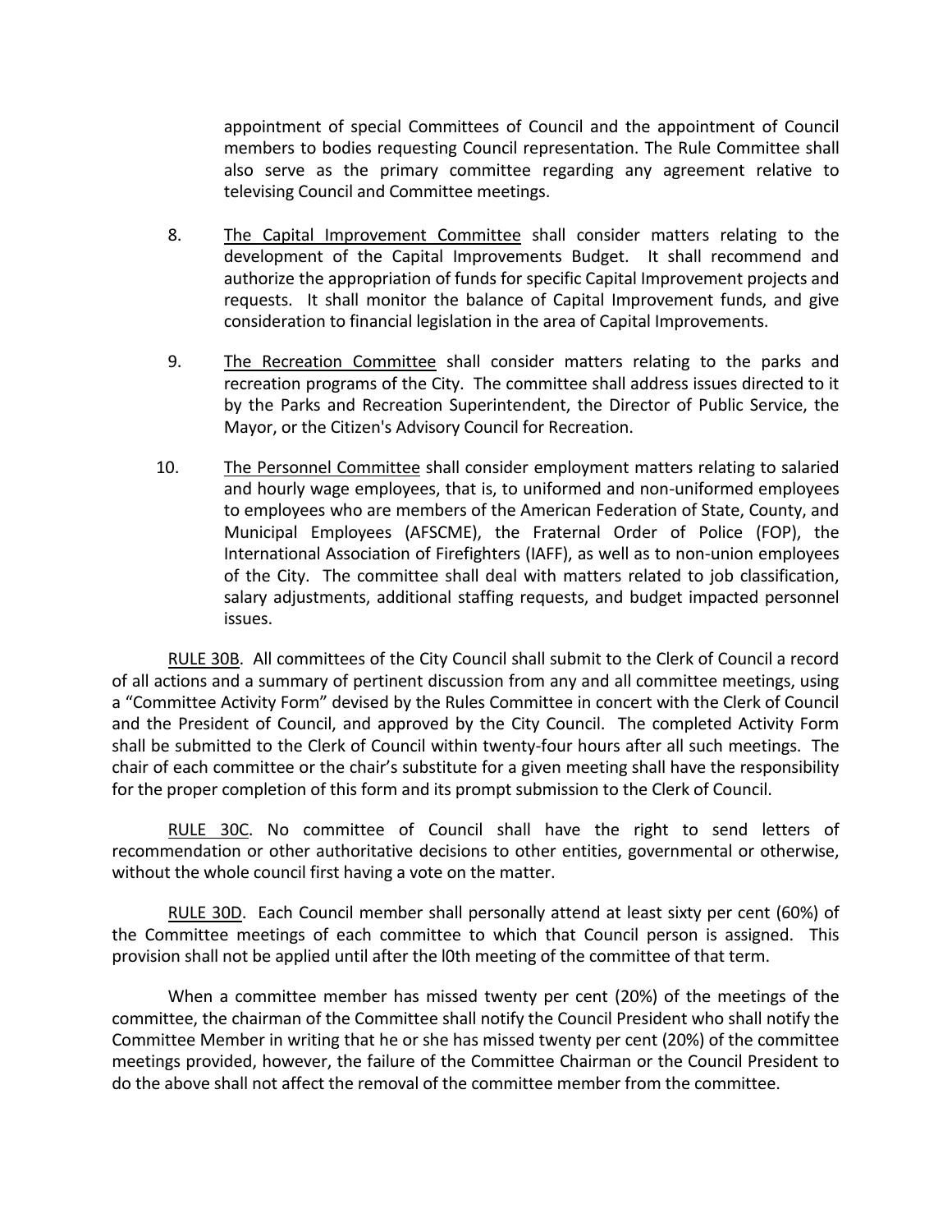appointment of special Committees of Council and the appointment of Council members to bodies requesting Council representation. The Rule Committee shall also serve as the primary committee regarding any agreement relative to televising Council and Committee meetings.

8. <u>The Capital Improvement Committee</u> shall consider matters relating to the development of the Capital Improvements Budget. It shall recommend and authorize the appropriation of funds for specific Capital Improvement projects and requests. It shall monitor the balance of Capital Improvement funds, and give consideration to financial legislation in the area of Capital Improvements.

9. <u>The Recreation Committee</u> shall consider matters relating to the parks and recreation programs of the City. The committee shall address issues directed to it by the Parks and Recreation Superintendent, the Director of Public Service, the Mayor, or the Citizen's Advisory Council for Recreation.

10. <u>The Personnel Committee</u> shall consider employment matters relating to salaried and hourly wage employees, that is, to uniformed and non-uniformed employees to employees who are members of the American Federation of State, County, and Municipal Employees (AFSCME), the Fraternal Order of Police (FOP), the International Association of Firefighters (IAFF), as well as to non-union employees of the City. The committee shall deal with matters related to job classification, salary adjustments, additional staffing requests, and budget impacted personnel issues.

<u>RULE 30B</u>. All committees of the City Council shall submit to the Clerk of Council a record of all actions and a summary of pertinent discussion from any and all committee meetings, using a "Committee Activity Form" devised by the Rules Committee in concert with the Clerk of Council and the President of Council, and approved by the City Council. The completed Activity Form shall be submitted to the Clerk of Council within twenty-four hours after all such meetings. The chair of each committee or the chair's substitute for a given meeting shall have the responsibility for the proper completion of this form and its prompt submission to the Clerk of Council.

<u>RULE 30C</u>. No committee of Council shall have the right to send letters of recommendation or other authoritative decisions to other entities, governmental or otherwise, without the whole council first having a vote on the matter.

<u>RULE 30D</u>. Each Council member shall personally attend at least sixty per cent (60%) of the Committee meetings of each committee to which that Council person is assigned. This provision shall not be applied until after the l0th meeting of the committee of that term.

When a committee member has missed twenty per cent (20%) of the meetings of the committee, the chairman of the Committee shall notify the Council President who shall notify the Committee Member in writing that he or she has missed twenty per cent (20%) of the committee meetings provided, however, the failure of the Committee Chairman or the Council President to do the above shall not affect the removal of the committee member from the committee.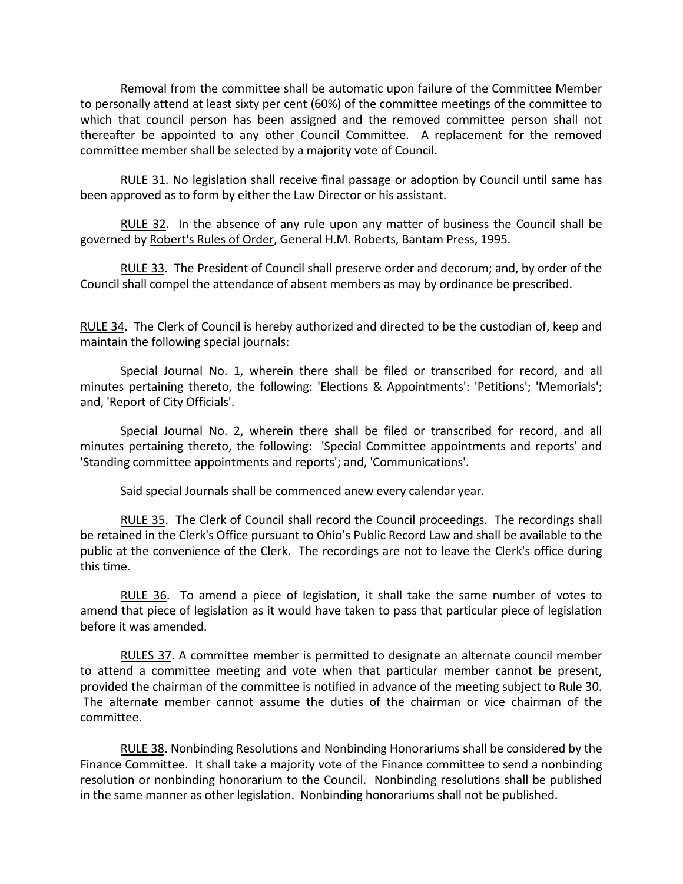Removal from the committee shall be automatic upon failure of the Committee Member to personally attend at least sixty per cent (60%) of the committee meetings of the committee to which that council person has been assigned and the removed committee person shall not thereafter be appointed to any other Council Committee. A replacement for the removed committee member shall be selected by a majority vote of Council.

RULE 31. No legislation shall receive final passage or adoption by Council until same has been approved as to form by either the Law Director or his assistant.

RULE 32. In the absence of any rule upon any matter of business the Council shall be governed by Robert's Rules of Order, General H.M. Roberts, Bantam Press, 1995.

RULE 33. The President of Council shall preserve order and decorum; and, by order of the Council shall compel the attendance of absent members as may by ordinance be prescribed.

RULE 34. The Clerk of Council is hereby authorized and directed to be the custodian of, keep and maintain the following special journals:

Special Journal No. 1, wherein there shall be filed or transcribed for record, and all minutes pertaining thereto, the following: 'Elections & Appointments': 'Petitions'; 'Memorials'; and, 'Report of City Officials'.

Special Journal No. 2, wherein there shall be filed or transcribed for record, and all minutes pertaining thereto, the following: 'Special Committee appointments and reports' and 'Standing committee appointments and reports'; and, 'Communications'.

Said special Journals shall be commenced anew every calendar year.

RULE 35. The Clerk of Council shall record the Council proceedings. The recordings shall be retained in the Clerk's Office pursuant to Ohio's Public Record Law and shall be available to the public at the convenience of the Clerk. The recordings are not to leave the Clerk's office during this time.

RULE 36. To amend a piece of legislation, it shall take the same number of votes to amend that piece of legislation as it would have taken to pass that particular piece of legislation before it was amended.

RULES 37. A committee member is permitted to designate an alternate council member to attend a committee meeting and vote when that particular member cannot be present, provided the chairman of the committee is notified in advance of the meeting subject to Rule 30. The alternate member cannot assume the duties of the chairman or vice chairman of the committee.

RULE 38. Nonbinding Resolutions and Nonbinding Honorariums shall be considered by the Finance Committee. It shall take a majority vote of the Finance committee to send a nonbinding resolution or nonbinding honorarium to the Council. Nonbinding resolutions shall be published in the same manner as other legislation. Nonbinding honorariums shall not be published.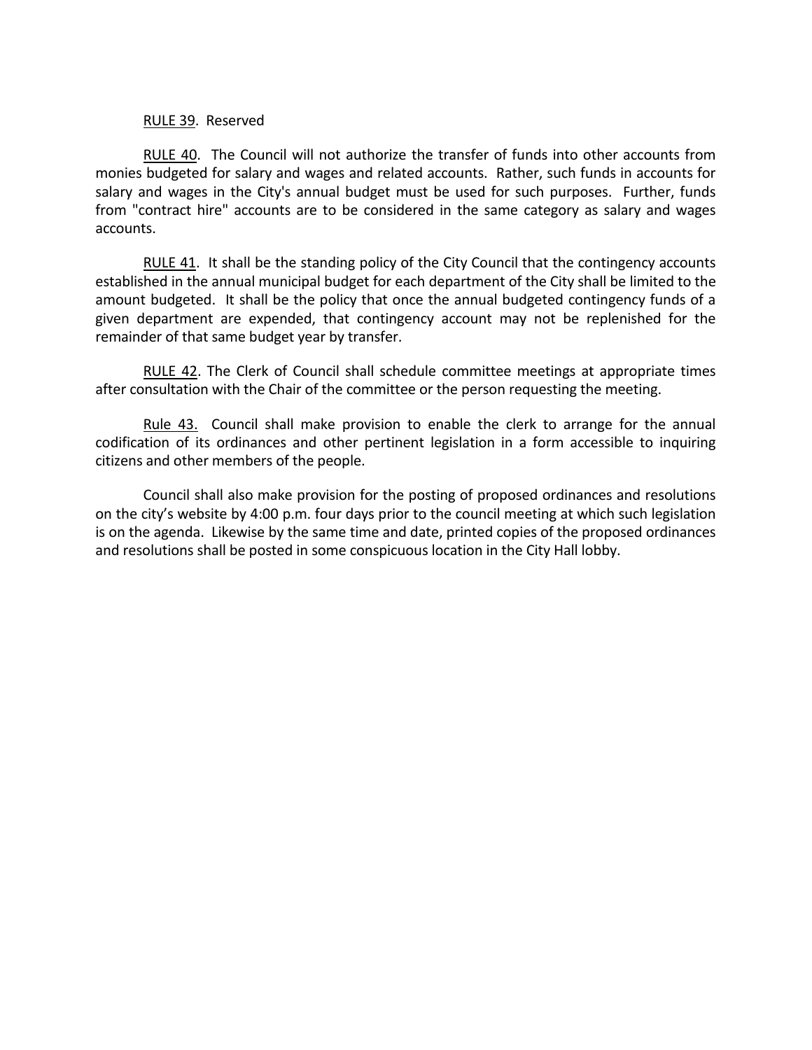<u>RULE 39</u>. Reserved

<u>RULE 40</u>. The Council will not authorize the transfer of funds into other accounts from monies budgeted for salary and wages and related accounts. Rather, such funds in accounts for salary and wages in the City's annual budget must be used for such purposes. Further, funds from "contract hire" accounts are to be considered in the same category as salary and wages accounts.

<u>RULE 41</u>. It shall be the standing policy of the City Council that the contingency accounts established in the annual municipal budget for each department of the City shall be limited to the amount budgeted. It shall be the policy that once the annual budgeted contingency funds of a given department are expended, that contingency account may not be replenished for the remainder of that same budget year by transfer.

<u>RULE 42</u>. The Clerk of Council shall schedule committee meetings at appropriate times after consultation with the Chair of the committee or the person requesting the meeting.

<u>Rule 43.</u> Council shall make provision to enable the clerk to arrange for the annual codification of its ordinances and other pertinent legislation in a form accessible to inquiring citizens and other members of the people.

Council shall also make provision for the posting of proposed ordinances and resolutions on the city's website by 4:00 p.m. four days prior to the council meeting at which such legislation is on the agenda. Likewise by the same time and date, printed copies of the proposed ordinances and resolutions shall be posted in some conspicuous location in the City Hall lobby.